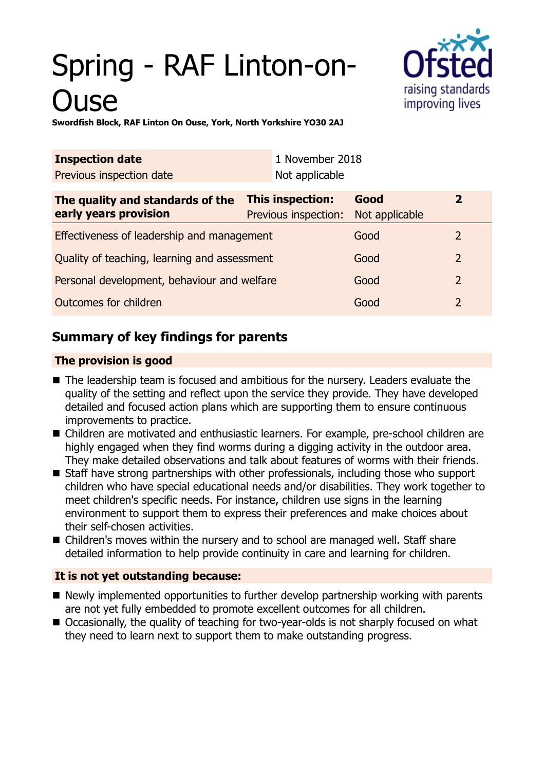# Spring - RAF Linton-on-Ouse

**Swordfish Block, RAF Linton On Ouse, York, North Yorkshire YO30 2AJ**

| **Inspection date** | 1 November 2018 |
|---|---|
| Previous inspection date | Not applicable |

| **The quality and standards of the early years provision** | **This inspection:** Previous inspection: | **Good** Not applicable | **2** |
|---|---|---|---|
| Effectiveness of leadership and management | | Good | 2 |
| Quality of teaching, learning and assessment | | Good | 2 |
| Personal development, behaviour and welfare | | Good | 2 |
| Outcomes for children | | Good | 2 |

## Summary of key findings for parents

### The provision is good

- The leadership team is focused and ambitious for the nursery. Leaders evaluate the quality of the setting and reflect upon the service they provide. They have developed detailed and focused action plans which are supporting them to ensure continuous improvements to practice.
- Children are motivated and enthusiastic learners. For example, pre-school children are highly engaged when they find worms during a digging activity in the outdoor area. They make detailed observations and talk about features of worms with their friends.
- Staff have strong partnerships with other professionals, including those who support children who have special educational needs and/or disabilities. They work together to meet children's specific needs. For instance, children use signs in the learning environment to support them to express their preferences and make choices about their self-chosen activities.
- Children's moves within the nursery and to school are managed well. Staff share detailed information to help provide continuity in care and learning for children.

### It is not yet outstanding because:

- Newly implemented opportunities to further develop partnership working with parents are not yet fully embedded to promote excellent outcomes for all children.
- Occasionally, the quality of teaching for two-year-olds is not sharply focused on what they need to learn next to support them to make outstanding progress.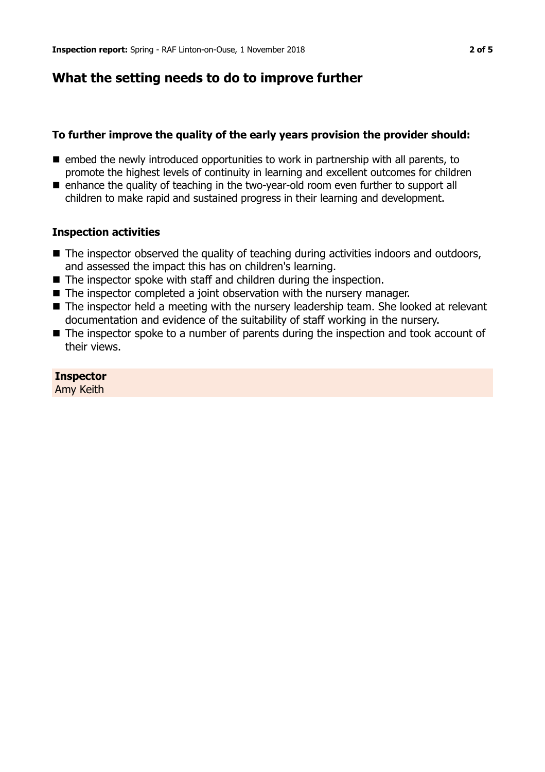## What the setting needs to do to improve further

### To further improve the quality of the early years provision the provider should:

- embed the newly introduced opportunities to work in partnership with all parents, to promote the highest levels of continuity in learning and excellent outcomes for children
- enhance the quality of teaching in the two-year-old room even further to support all children to make rapid and sustained progress in their learning and development.

### Inspection activities

- The inspector observed the quality of teaching during activities indoors and outdoors, and assessed the impact this has on children's learning.
- The inspector spoke with staff and children during the inspection.
- The inspector completed a joint observation with the nursery manager.
- The inspector held a meeting with the nursery leadership team. She looked at relevant documentation and evidence of the suitability of staff working in the nursery.
- The inspector spoke to a number of parents during the inspection and took account of their views.

**Inspector**
Amy Keith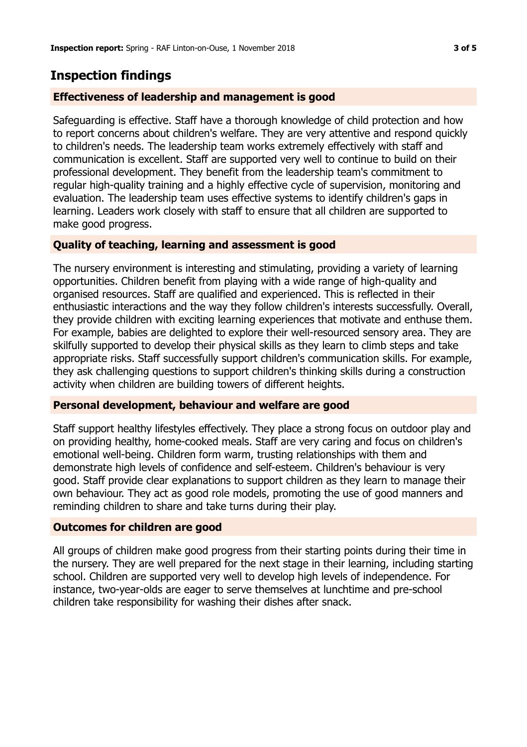## Inspection findings

### Effectiveness of leadership and management is good

Safeguarding is effective. Staff have a thorough knowledge of child protection and how to report concerns about children's welfare. They are very attentive and respond quickly to children's needs. The leadership team works extremely effectively with staff and communication is excellent. Staff are supported very well to continue to build on their professional development. They benefit from the leadership team's commitment to regular high-quality training and a highly effective cycle of supervision, monitoring and evaluation. The leadership team uses effective systems to identify children's gaps in learning. Leaders work closely with staff to ensure that all children are supported to make good progress.

### Quality of teaching, learning and assessment is good

The nursery environment is interesting and stimulating, providing a variety of learning opportunities. Children benefit from playing with a wide range of high-quality and organised resources. Staff are qualified and experienced. This is reflected in their enthusiastic interactions and the way they follow children's interests successfully. Overall, they provide children with exciting learning experiences that motivate and enthuse them. For example, babies are delighted to explore their well-resourced sensory area. They are skilfully supported to develop their physical skills as they learn to climb steps and take appropriate risks. Staff successfully support children's communication skills. For example, they ask challenging questions to support children's thinking skills during a construction activity when children are building towers of different heights.

### Personal development, behaviour and welfare are good

Staff support healthy lifestyles effectively. They place a strong focus on outdoor play and on providing healthy, home-cooked meals. Staff are very caring and focus on children's emotional well-being. Children form warm, trusting relationships with them and demonstrate high levels of confidence and self-esteem. Children's behaviour is very good. Staff provide clear explanations to support children as they learn to manage their own behaviour. They act as good role models, promoting the use of good manners and reminding children to share and take turns during their play.

### Outcomes for children are good

All groups of children make good progress from their starting points during their time in the nursery. They are well prepared for the next stage in their learning, including starting school. Children are supported very well to develop high levels of independence. For instance, two-year-olds are eager to serve themselves at lunchtime and pre-school children take responsibility for washing their dishes after snack.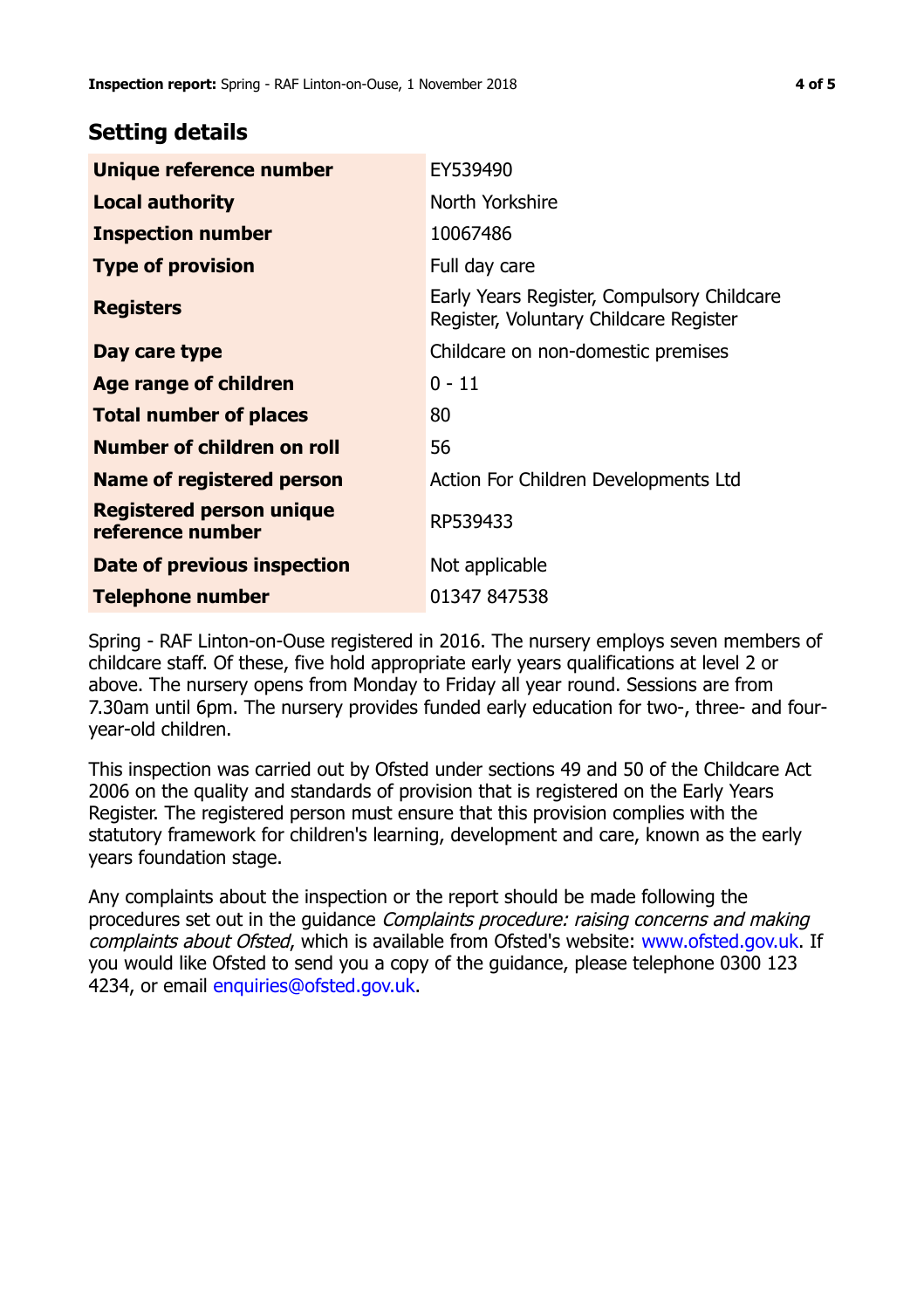## Setting details

| | |
|---|---|
| **Unique reference number** | EY539490 |
| **Local authority** | North Yorkshire |
| **Inspection number** | 10067486 |
| **Type of provision** | Full day care |
| **Registers** | Early Years Register, Compulsory Childcare Register, Voluntary Childcare Register |
| **Day care type** | Childcare on non-domestic premises |
| **Age range of children** | 0 - 11 |
| **Total number of places** | 80 |
| **Number of children on roll** | 56 |
| **Name of registered person** | Action For Children Developments Ltd |
| **Registered person unique reference number** | RP539433 |
| **Date of previous inspection** | Not applicable |
| **Telephone number** | 01347 847538 |

Spring - RAF Linton-on-Ouse registered in 2016. The nursery employs seven members of childcare staff. Of these, five hold appropriate early years qualifications at level 2 or above. The nursery opens from Monday to Friday all year round. Sessions are from 7.30am until 6pm. The nursery provides funded early education for two-, three- and four-year-old children.

This inspection was carried out by Ofsted under sections 49 and 50 of the Childcare Act 2006 on the quality and standards of provision that is registered on the Early Years Register. The registered person must ensure that this provision complies with the statutory framework for children's learning, development and care, known as the early years foundation stage.

Any complaints about the inspection or the report should be made following the procedures set out in the guidance *Complaints procedure: raising concerns and making complaints about Ofsted*, which is available from Ofsted's website: www.ofsted.gov.uk. If you would like Ofsted to send you a copy of the guidance, please telephone 0300 123 4234, or email enquiries@ofsted.gov.uk.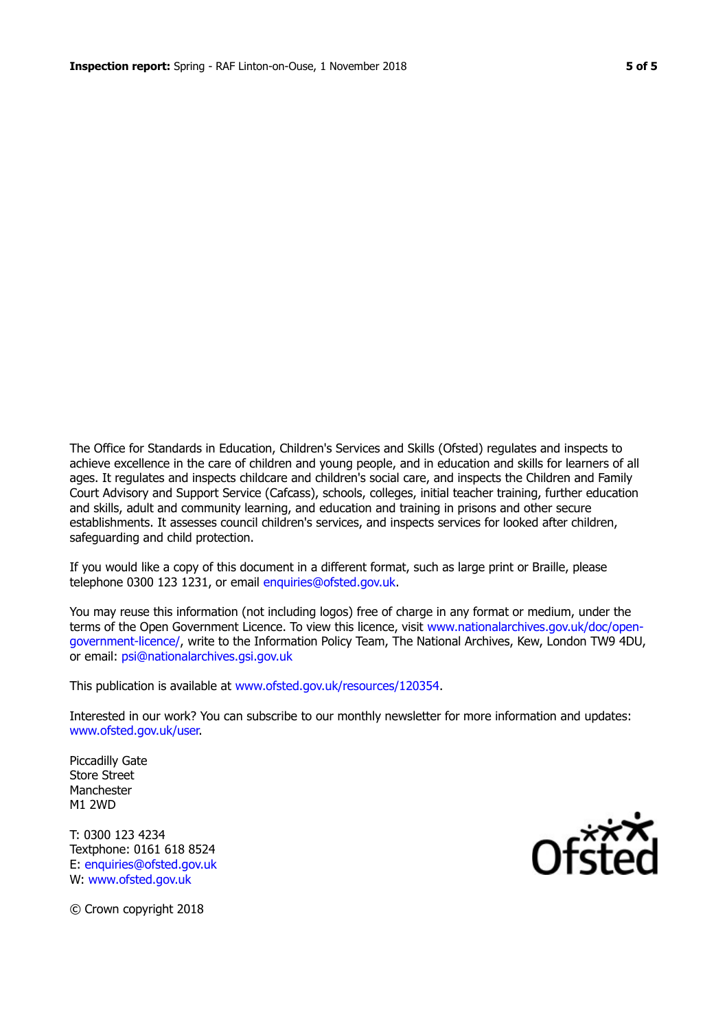The Office for Standards in Education, Children's Services and Skills (Ofsted) regulates and inspects to achieve excellence in the care of children and young people, and in education and skills for learners of all ages. It regulates and inspects childcare and children's social care, and inspects the Children and Family Court Advisory and Support Service (Cafcass), schools, colleges, initial teacher training, further education and skills, adult and community learning, and education and training in prisons and other secure establishments. It assesses council children's services, and inspects services for looked after children, safeguarding and child protection.

If you would like a copy of this document in a different format, such as large print or Braille, please telephone 0300 123 1231, or email enquiries@ofsted.gov.uk.

You may reuse this information (not including logos) free of charge in any format or medium, under the terms of the Open Government Licence. To view this licence, visit www.nationalarchives.gov.uk/doc/open-government-licence/, write to the Information Policy Team, The National Archives, Kew, London TW9 4DU, or email: psi@nationalarchives.gsi.gov.uk

This publication is available at www.ofsted.gov.uk/resources/120354.

Interested in our work? You can subscribe to our monthly newsletter for more information and updates: www.ofsted.gov.uk/user.

Piccadilly Gate
Store Street
Manchester
M1 2WD

T: 0300 123 4234
Textphone: 0161 618 8524
E: enquiries@ofsted.gov.uk
W: www.ofsted.gov.uk

© Crown copyright 2018